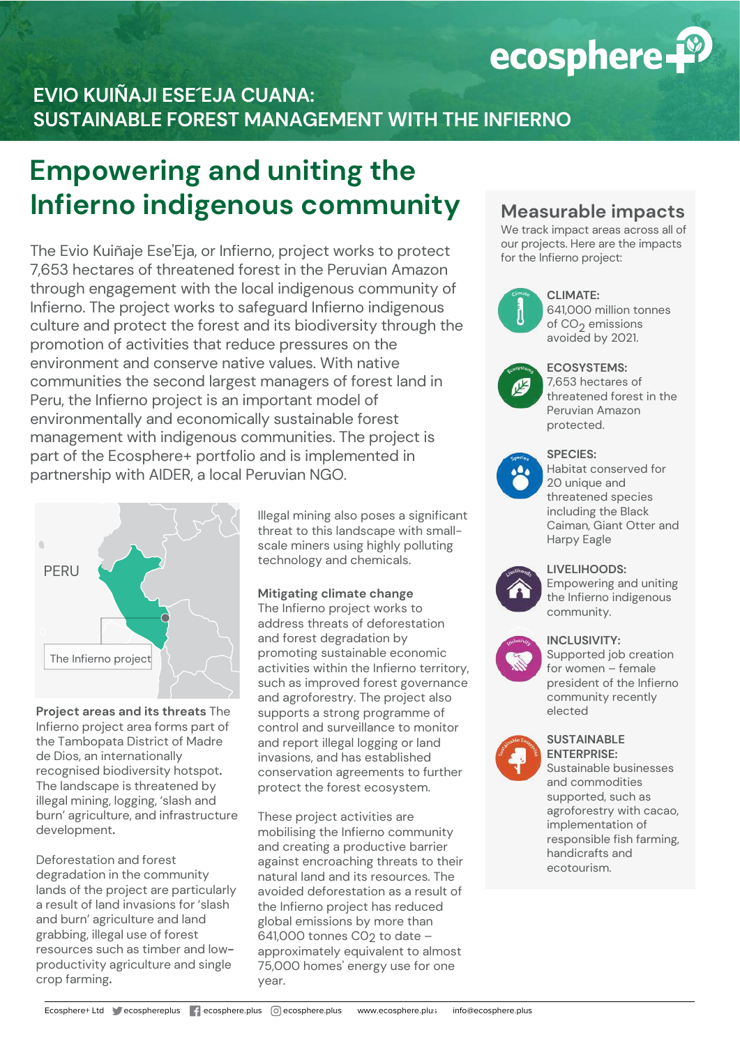ecosphere+

# EVIO KUIÑAJI ESE´EJA CUANA: SUSTAINABLE FOREST MANAGEMENT WITH THE INFIERNO

## Empowering and uniting the Infierno indigenous community

The Evio Kuiñaje Ese'Eja, or Infierno, project works to protect 7,653 hectares of threatened forest in the Peruvian Amazon through engagement with the local indigenous community of Infierno. The project works to safeguard Infierno indigenous culture and protect the forest and its biodiversity through the promotion of activities that reduce pressures on the environment and conserve native values. With native communities the second largest managers of forest land in Peru, the Infierno project is an important model of environmentally and economically sustainable forest management with indigenous communities. The project is part of the Ecosphere+ portfolio and is implemented in partnership with AIDER, a local Peruvian NGO.

PERU

The Infierno project

**Project areas and its threats** The Infierno project area forms part of the Tambopata District of Madre de Dios, an internationally recognised biodiversity hotspot. The landscape is threatened by illegal mining, logging, 'slash and burn' agriculture, and infrastructure development.

Deforestation and forest degradation in the community lands of the project are particularly a result of land invasions for 'slash and burn' agriculture and land grabbing, illegal use of forest resources such as timber and low-productivity agriculture and single crop farming.

Illegal mining also poses a significant threat to this landscape with small-scale miners using highly polluting technology and chemicals.

**Mitigating climate change**
The Infierno project works to address threats of deforestation and forest degradation by promoting sustainable economic activities within the Infierno territory, such as improved forest governance and agroforestry. The project also supports a strong programme of control and surveillance to monitor and report illegal logging or land invasions, and has established conservation agreements to further protect the forest ecosystem.

These project activities are mobilising the Infierno community and creating a productive barrier against encroaching threats to their natural land and its resources. The avoided deforestation as a result of the Infierno project has reduced global emissions by more than 641,000 tonnes $CO_2$ to date – approximately equivalent to almost 75,000 homes' energy use for one year.

## Measurable impacts

We track impact areas across all of our projects. Here are the impacts for the Infierno project:

**CLIMATE:**
641,000 million tonnes of $CO_2$ emissions avoided by 2021.

**ECOSYSTEMS:**
7,653 hectares of threatened forest in the Peruvian Amazon protected.

**SPECIES:**
Habitat conserved for 20 unique and threatened species including the Black Caiman, Giant Otter and Harpy Eagle

**LIVELIHOODS:**
Empowering and uniting the Infierno indigenous community.

**INCLUSIVITY:**
Supported job creation for women – female president of the Infierno community recently elected

**SUSTAINABLE ENTERPRISE:**
Sustainable businesses and commodities supported, such as agroforestry with cacao, implementation of responsible fish farming, handicrafts and ecotourism.

Ecosphere+ Ltd ecosphereplus ecosphere.plus ecosphere.plus www.ecosphere.plus info@ecosphere.plus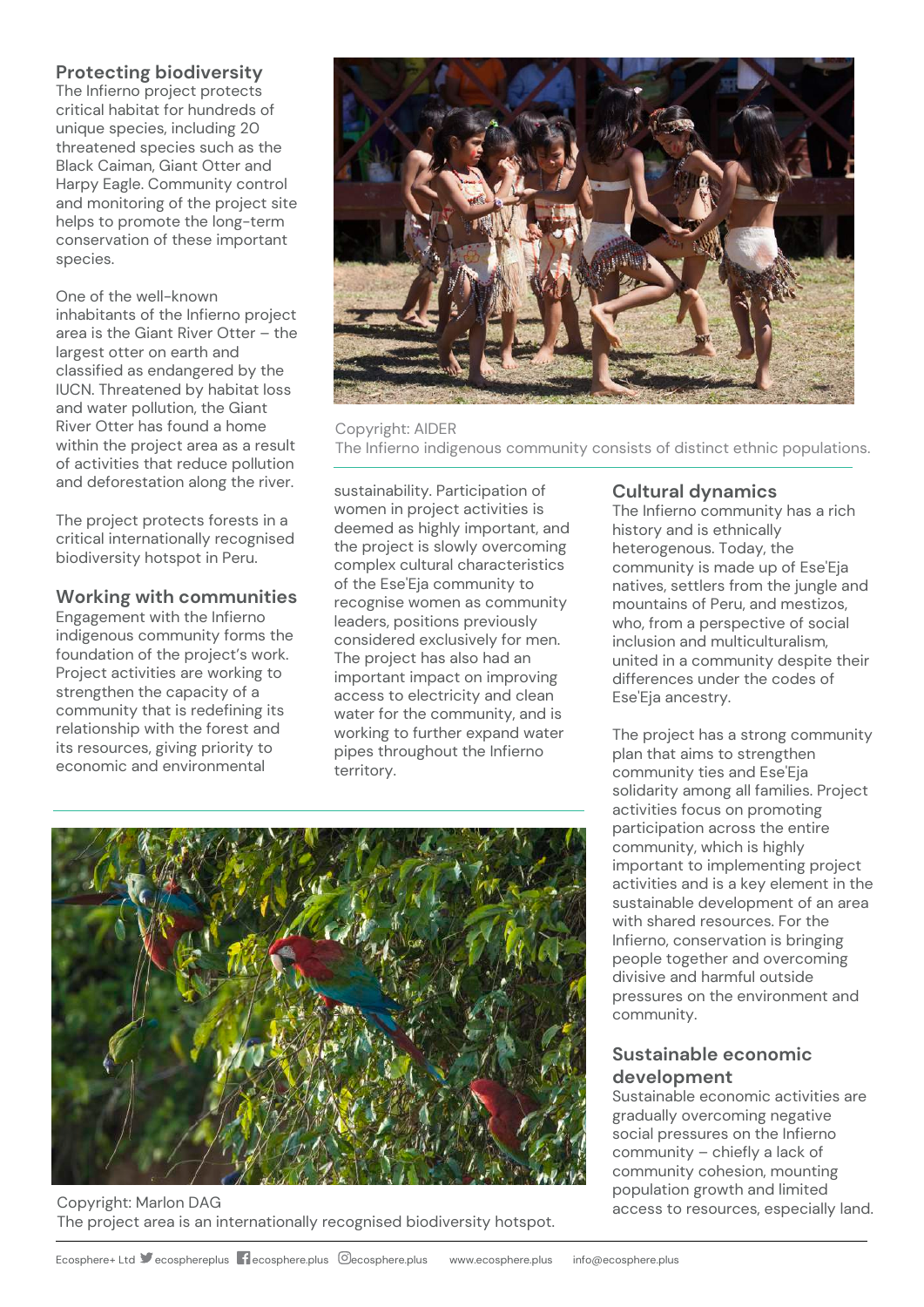## Protecting biodiversity

The Infierno project protects critical habitat for hundreds of unique species, including 20 threatened species such as the Black Caiman, Giant Otter and Harpy Eagle. Community control and monitoring of the project site helps to promote the long-term conservation of these important species.

One of the well-known inhabitants of the Infierno project area is the Giant River Otter – the largest otter on earth and classified as endangered by the IUCN. Threatened by habitat loss and water pollution, the Giant River Otter has found a home within the project area as a result of activities that reduce pollution and deforestation along the river.

The project protects forests in a critical internationally recognised biodiversity hotspot in Peru.

## Working with communities

Engagement with the Infierno indigenous community forms the foundation of the project's work. Project activities are working to strengthen the capacity of a community that is redefining its relationship with the forest and its resources, giving priority to economic and environmental sustainability. Participation of women in project activities is deemed as highly important, and the project is slowly overcoming complex cultural characteristics of the Ese'Eja community to recognise women as community leaders, positions previously considered exclusively for men. The project has also had an important impact on improving access to electricity and clean water for the community, and is working to further expand water pipes throughout the Infierno territory.

Copyright: AIDER
The Infierno indigenous community consists of distinct ethnic populations.

## Cultural dynamics

The Infierno community has a rich history and is ethnically heterogenous. Today, the community is made up of Ese'Eja natives, settlers from the jungle and mountains of Peru, and mestizos, who, from a perspective of social inclusion and multiculturalism, united in a community despite their differences under the codes of Ese'Eja ancestry.

The project has a strong community plan that aims to strengthen community ties and Ese'Eja solidarity among all families. Project activities focus on promoting participation across the entire community, which is highly important to implementing project activities and is a key element in the sustainable development of an area with shared resources. For the Infierno, conservation is bringing people together and overcoming divisive and harmful outside pressures on the environment and community.

## Sustainable economic development

Sustainable economic activities are gradually overcoming negative social pressures on the Infierno community – chiefly a lack of community cohesion, mounting population growth and limited access to resources, especially land.

Copyright: Marlon DAG
The project area is an internationally recognised biodiversity hotspot.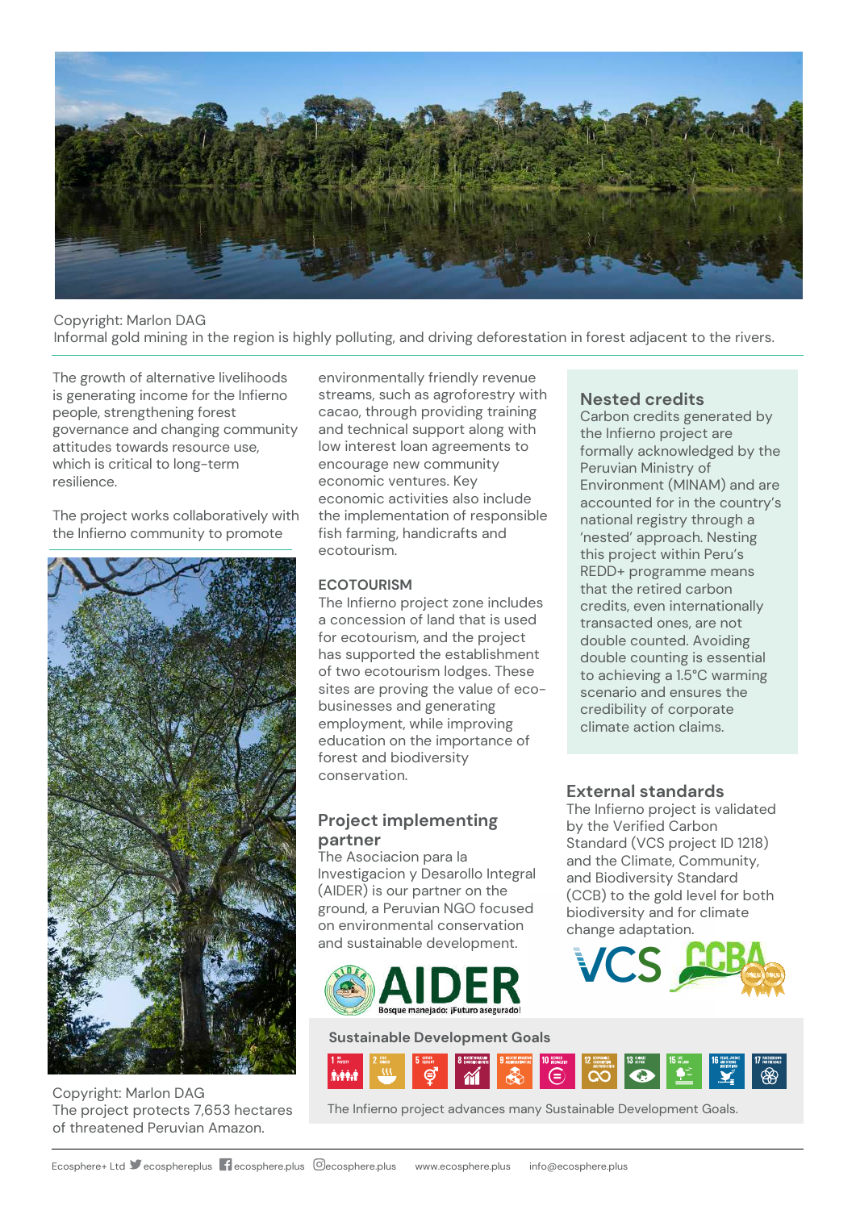Copyright: Marlon DAG
Informal gold mining in the region is highly polluting, and driving deforestation in forest adjacent to the rivers.

The growth of alternative livelihoods is generating income for the Infierno people, strengthening forest governance and changing community attitudes towards resource use, which is critical to long-term resilience.

The project works collaboratively with the Infierno community to promote environmentally friendly revenue streams, such as agroforestry with cacao, through providing training and technical support along with low interest loan agreements to encourage new community economic ventures. Key economic activities also include the implementation of responsible fish farming, handicrafts and ecotourism.

Copyright: Marlon DAG
The project protects 7,653 hectares of threatened Peruvian Amazon.

### ECOTOURISM

The Infierno project zone includes a concession of land that is used for ecotourism, and the project has supported the establishment of two ecotourism lodges. These sites are proving the value of eco-businesses and generating employment, while improving education on the importance of forest and biodiversity conservation.

## Project implementing partner

The Asociacion para la Investigacion y Desarollo Integral (AIDER) is our partner on the ground, a Peruvian NGO focused on environmental conservation and sustainable development.

AIDER
Bosque manejado: ¡Futuro asegurado!

## Nested credits

Carbon credits generated by the Infierno project are formally acknowledged by the Peruvian Ministry of Environment (MINAM) and are accounted for in the country's national registry through a 'nested' approach. Nesting this project within Peru's REDD+ programme means that the retired carbon credits, even internationally transacted ones, are not double counted. Avoiding double counting is essential to achieving a 1.5°C warming scenario and ensures the credibility of corporate climate action claims.

## External standards

The Infierno project is validated by the Verified Carbon Standard (VCS project ID 1218) and the Climate, Community, and Biodiversity Standard (CCB) to the gold level for both biodiversity and for climate change adaptation.

VCS CCBA

### Sustainable Development Goals

The Infierno project advances many Sustainable Development Goals.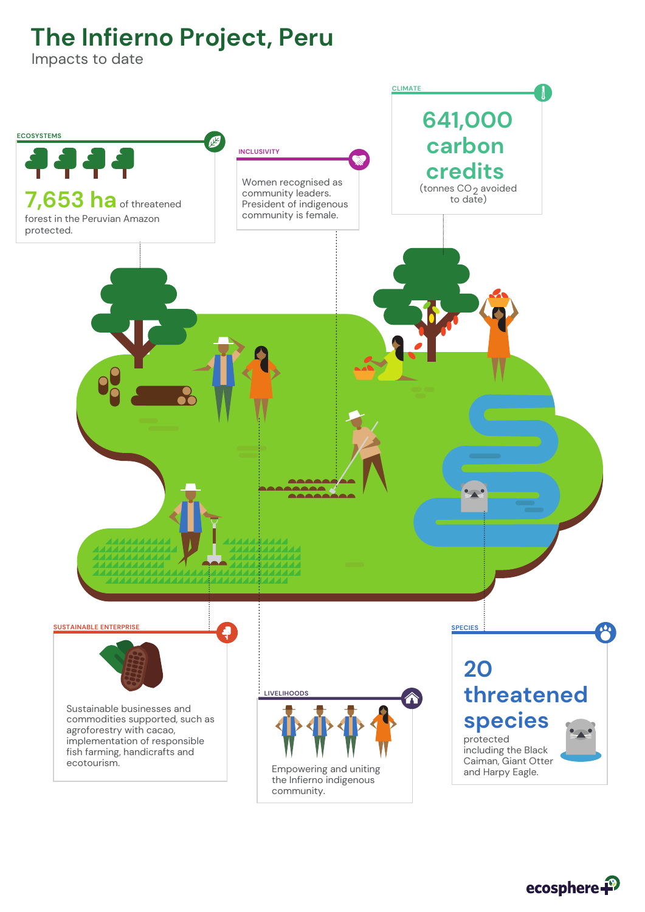# The Infierno Project, Peru

Impacts to date

## ECOSYSTEMS

**7,653 ha** of threatened forest in the Peruvian Amazon protected.

## INCLUSIVITY

Women recognised as community leaders. President of indigenous community is female.

## CLIMATE

**641,000 carbon credits**

(tonnes $CO_2$ avoided to date)

## SUSTAINABLE ENTERPRISE

Sustainable businesses and commodities supported, such as agroforestry with cacao, implementation of responsible fish farming, handicrafts and ecotourism.

## LIVELIHOODS

Empowering and uniting the Infierno indigenous community.

## SPECIES

**20 threatened species** protected including the Black Caiman, Giant Otter and Harpy Eagle.

ecosphere+